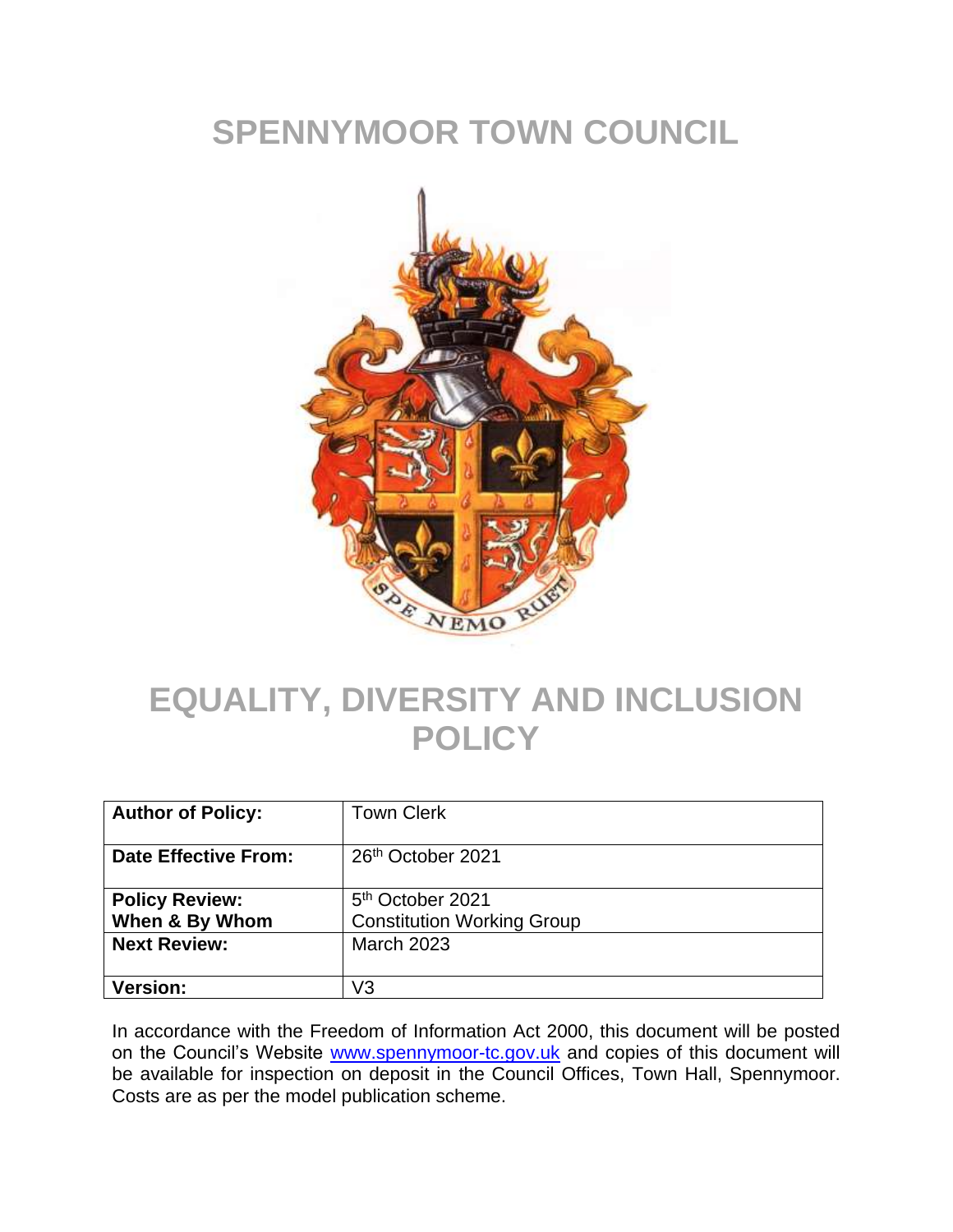# SPENNYMOOR TOWN COUNCIL

# EQUALITY, DIVERSITY AND INCLUSION POLICY

| **Author of Policy:** | Town Clerk |
|---|---|
| **Date Effective From:** | 26th October 2021 |
| **Policy Review: When & By Whom** | 5th October 2021 Constitution Working Group |
| **Next Review:** | March 2023 |
| **Version:** | V3 |

In accordance with the Freedom of Information Act 2000, this document will be posted on the Council's Website www.spennymoor-tc.gov.uk and copies of this document will be available for inspection on deposit in the Council Offices, Town Hall, Spennymoor. Costs are as per the model publication scheme.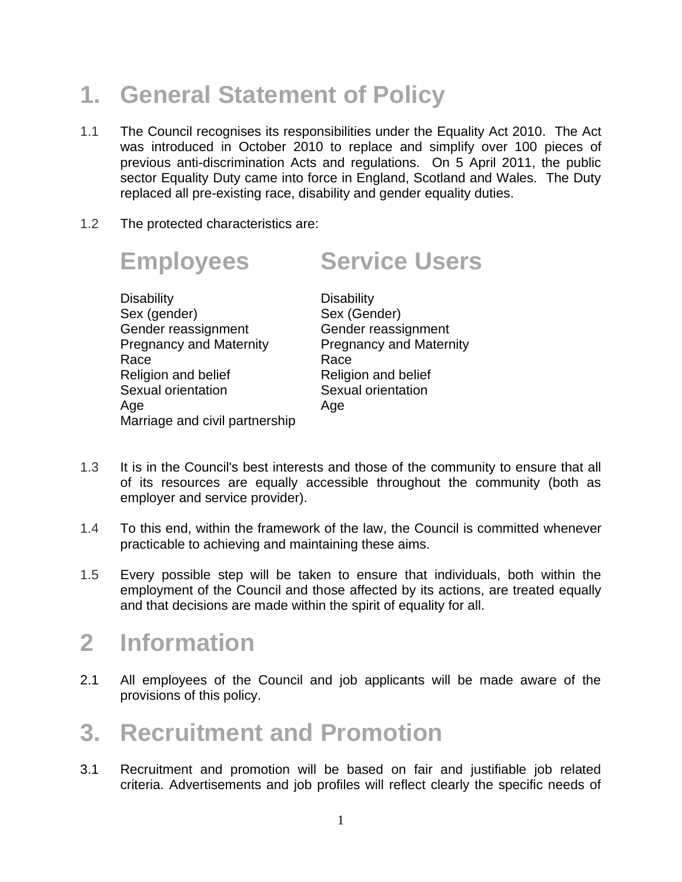# 1. General Statement of Policy

1.1 The Council recognises its responsibilities under the Equality Act 2010. The Act was introduced in October 2010 to replace and simplify over 100 pieces of previous anti-discrimination Acts and regulations. On 5 April 2011, the public sector Equality Duty came into force in England, Scotland and Wales. The Duty replaced all pre-existing race, disability and gender equality duties.

1.2 The protected characteristics are:

| Employees | Service Users |
|---|---|
| Disability | Disability |
| Sex (gender) | Sex (Gender) |
| Gender reassignment | Gender reassignment |
| Pregnancy and Maternity | Pregnancy and Maternity |
| Race | Race |
| Religion and belief | Religion and belief |
| Sexual orientation | Sexual orientation |
| Age | Age |
| Marriage and civil partnership | |

1.3 It is in the Council's best interests and those of the community to ensure that all of its resources are equally accessible throughout the community (both as employer and service provider).

1.4 To this end, within the framework of the law, the Council is committed whenever practicable to achieving and maintaining these aims.

1.5 Every possible step will be taken to ensure that individuals, both within the employment of the Council and those affected by its actions, are treated equally and that decisions are made within the spirit of equality for all.

# 2 Information

2.1 All employees of the Council and job applicants will be made aware of the provisions of this policy.

# 3. Recruitment and Promotion

3.1 Recruitment and promotion will be based on fair and justifiable job related criteria. Advertisements and job profiles will reflect clearly the specific needs of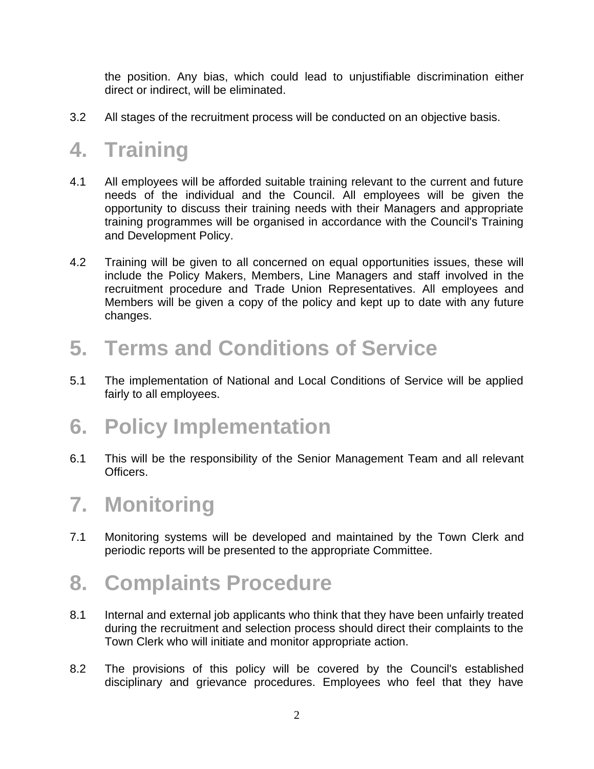the position. Any bias, which could lead to unjustifiable discrimination either direct or indirect, will be eliminated.

3.2 All stages of the recruitment process will be conducted on an objective basis.

# 4. Training

4.1 All employees will be afforded suitable training relevant to the current and future needs of the individual and the Council. All employees will be given the opportunity to discuss their training needs with their Managers and appropriate training programmes will be organised in accordance with the Council's Training and Development Policy.

4.2 Training will be given to all concerned on equal opportunities issues, these will include the Policy Makers, Members, Line Managers and staff involved in the recruitment procedure and Trade Union Representatives. All employees and Members will be given a copy of the policy and kept up to date with any future changes.

# 5. Terms and Conditions of Service

5.1 The implementation of National and Local Conditions of Service will be applied fairly to all employees.

# 6. Policy Implementation

6.1 This will be the responsibility of the Senior Management Team and all relevant Officers.

# 7. Monitoring

7.1 Monitoring systems will be developed and maintained by the Town Clerk and periodic reports will be presented to the appropriate Committee.

# 8. Complaints Procedure

8.1 Internal and external job applicants who think that they have been unfairly treated during the recruitment and selection process should direct their complaints to the Town Clerk who will initiate and monitor appropriate action.

8.2 The provisions of this policy will be covered by the Council's established disciplinary and grievance procedures. Employees who feel that they have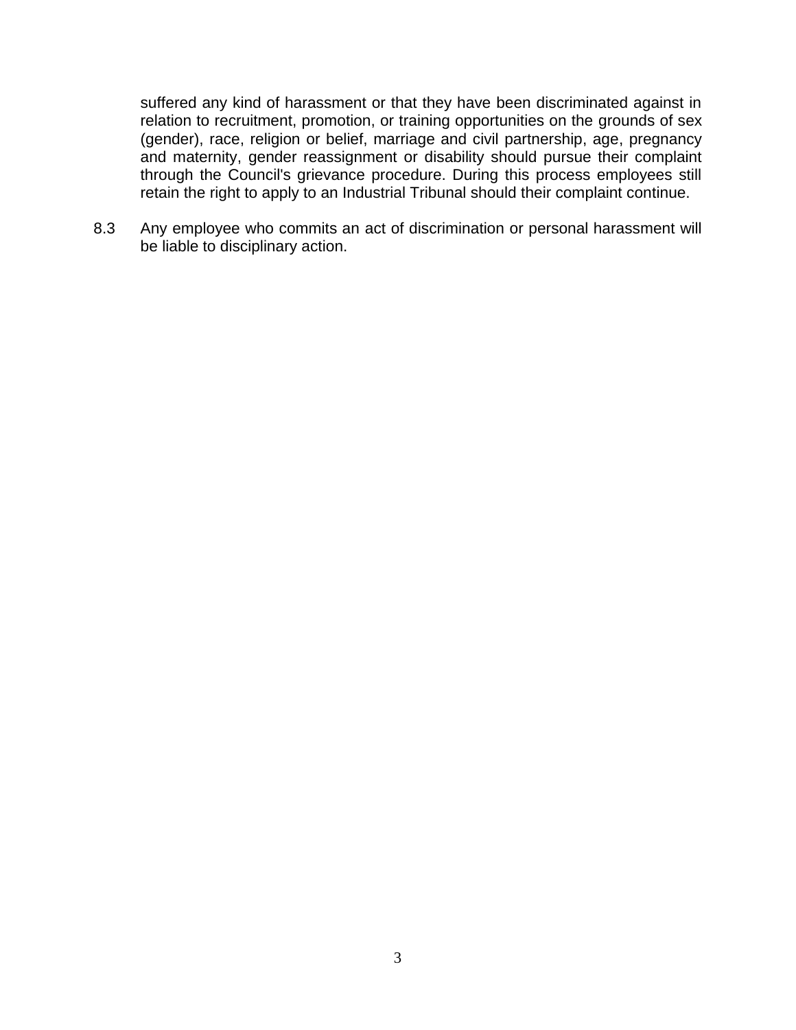suffered any kind of harassment or that they have been discriminated against in relation to recruitment, promotion, or training opportunities on the grounds of sex (gender), race, religion or belief, marriage and civil partnership, age, pregnancy and maternity, gender reassignment or disability should pursue their complaint through the Council's grievance procedure. During this process employees still retain the right to apply to an Industrial Tribunal should their complaint continue.

8.3 Any employee who commits an act of discrimination or personal harassment will be liable to disciplinary action.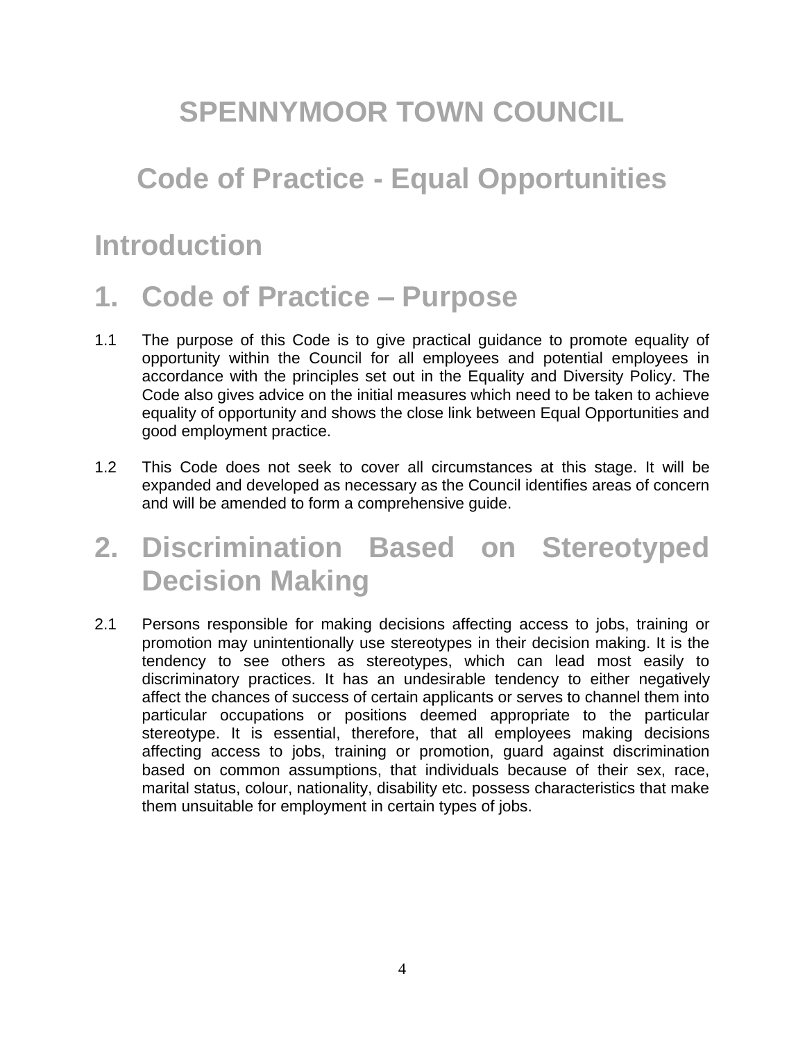# SPENNYMOOR TOWN COUNCIL

# Code of Practice - Equal Opportunities

## Introduction

## 1. Code of Practice – Purpose

1.1 The purpose of this Code is to give practical guidance to promote equality of opportunity within the Council for all employees and potential employees in accordance with the principles set out in the Equality and Diversity Policy. The Code also gives advice on the initial measures which need to be taken to achieve equality of opportunity and shows the close link between Equal Opportunities and good employment practice.

1.2 This Code does not seek to cover all circumstances at this stage. It will be expanded and developed as necessary as the Council identifies areas of concern and will be amended to form a comprehensive guide.

## 2. Discrimination Based on Stereotyped Decision Making

2.1 Persons responsible for making decisions affecting access to jobs, training or promotion may unintentionally use stereotypes in their decision making. It is the tendency to see others as stereotypes, which can lead most easily to discriminatory practices. It has an undesirable tendency to either negatively affect the chances of success of certain applicants or serves to channel them into particular occupations or positions deemed appropriate to the particular stereotype. It is essential, therefore, that all employees making decisions affecting access to jobs, training or promotion, guard against discrimination based on common assumptions, that individuals because of their sex, race, marital status, colour, nationality, disability etc. possess characteristics that make them unsuitable for employment in certain types of jobs.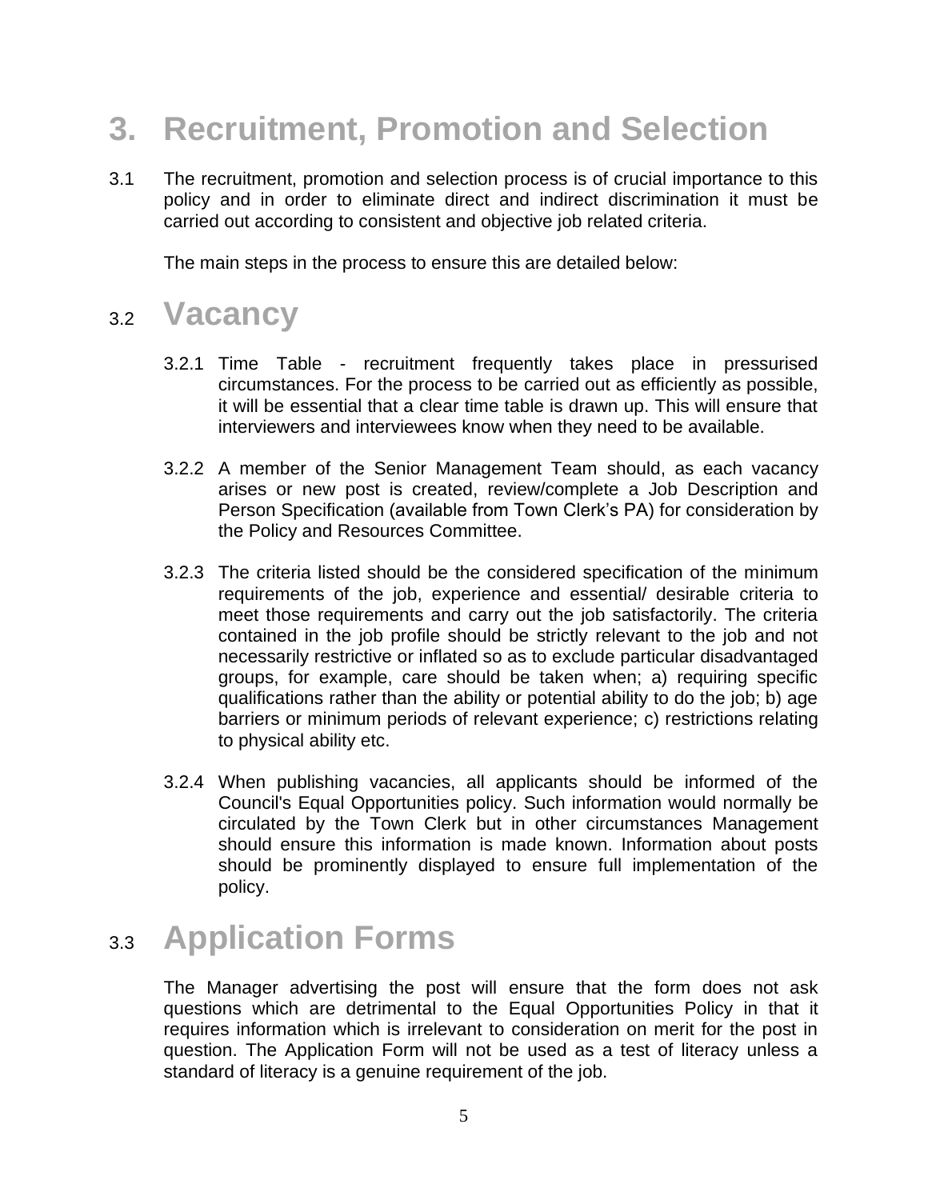# 3. Recruitment, Promotion and Selection

3.1 The recruitment, promotion and selection process is of crucial importance to this policy and in order to eliminate direct and indirect discrimination it must be carried out according to consistent and objective job related criteria.

The main steps in the process to ensure this are detailed below:

## 3.2 Vacancy

3.2.1 Time Table - recruitment frequently takes place in pressurised circumstances. For the process to be carried out as efficiently as possible, it will be essential that a clear time table is drawn up. This will ensure that interviewers and interviewees know when they need to be available.

3.2.2 A member of the Senior Management Team should, as each vacancy arises or new post is created, review/complete a Job Description and Person Specification (available from Town Clerk's PA) for consideration by the Policy and Resources Committee.

3.2.3 The criteria listed should be the considered specification of the minimum requirements of the job, experience and essential/ desirable criteria to meet those requirements and carry out the job satisfactorily. The criteria contained in the job profile should be strictly relevant to the job and not necessarily restrictive or inflated so as to exclude particular disadvantaged groups, for example, care should be taken when; a) requiring specific qualifications rather than the ability or potential ability to do the job; b) age barriers or minimum periods of relevant experience; c) restrictions relating to physical ability etc.

3.2.4 When publishing vacancies, all applicants should be informed of the Council's Equal Opportunities policy. Such information would normally be circulated by the Town Clerk but in other circumstances Management should ensure this information is made known. Information about posts should be prominently displayed to ensure full implementation of the policy.

## 3.3 Application Forms

The Manager advertising the post will ensure that the form does not ask questions which are detrimental to the Equal Opportunities Policy in that it requires information which is irrelevant to consideration on merit for the post in question. The Application Form will not be used as a test of literacy unless a standard of literacy is a genuine requirement of the job.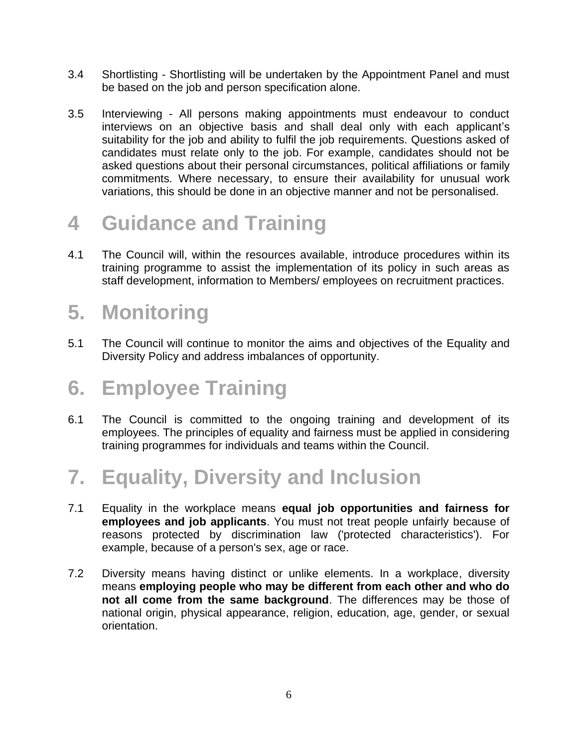3.4 Shortlisting - Shortlisting will be undertaken by the Appointment Panel and must be based on the job and person specification alone.

3.5 Interviewing - All persons making appointments must endeavour to conduct interviews on an objective basis and shall deal only with each applicant's suitability for the job and ability to fulfil the job requirements. Questions asked of candidates must relate only to the job. For example, candidates should not be asked questions about their personal circumstances, political affiliations or family commitments. Where necessary, to ensure their availability for unusual work variations, this should be done in an objective manner and not be personalised.

# 4 Guidance and Training

4.1 The Council will, within the resources available, introduce procedures within its training programme to assist the implementation of its policy in such areas as staff development, information to Members/ employees on recruitment practices.

# 5. Monitoring

5.1 The Council will continue to monitor the aims and objectives of the Equality and Diversity Policy and address imbalances of opportunity.

# 6. Employee Training

6.1 The Council is committed to the ongoing training and development of its employees. The principles of equality and fairness must be applied in considering training programmes for individuals and teams within the Council.

# 7. Equality, Diversity and Inclusion

7.1 Equality in the workplace means **equal job opportunities and fairness for employees and job applicants**. You must not treat people unfairly because of reasons protected by discrimination law ('protected characteristics'). For example, because of a person's sex, age or race.

7.2 Diversity means having distinct or unlike elements. In a workplace, diversity means **employing people who may be different from each other and who do not all come from the same background**. The differences may be those of national origin, physical appearance, religion, education, age, gender, or sexual orientation.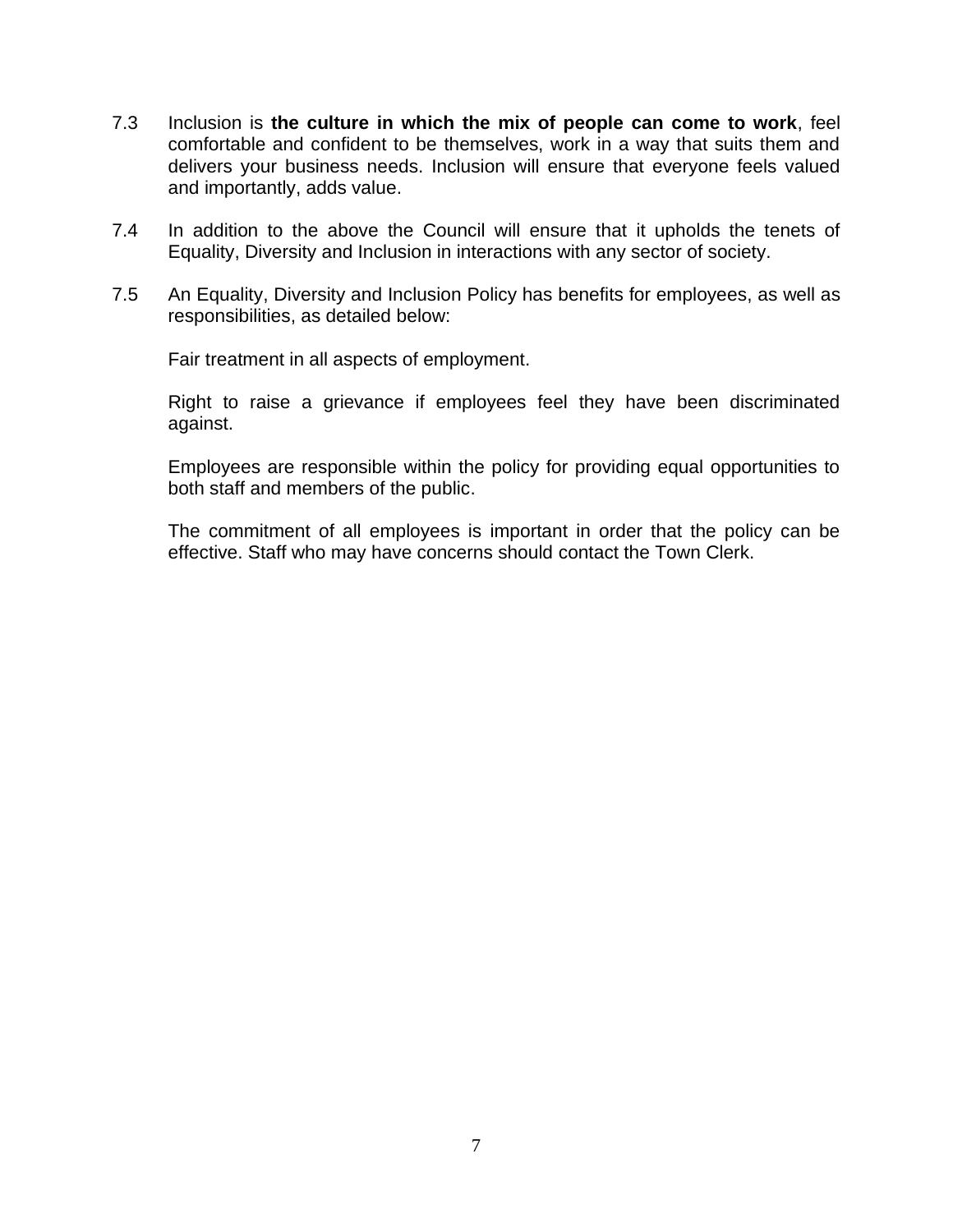7.3 Inclusion is **the culture in which the mix of people can come to work**, feel comfortable and confident to be themselves, work in a way that suits them and delivers your business needs. Inclusion will ensure that everyone feels valued and importantly, adds value.

7.4 In addition to the above the Council will ensure that it upholds the tenets of Equality, Diversity and Inclusion in interactions with any sector of society.

7.5 An Equality, Diversity and Inclusion Policy has benefits for employees, as well as responsibilities, as detailed below:

Fair treatment in all aspects of employment.

Right to raise a grievance if employees feel they have been discriminated against.

Employees are responsible within the policy for providing equal opportunities to both staff and members of the public.

The commitment of all employees is important in order that the policy can be effective. Staff who may have concerns should contact the Town Clerk.